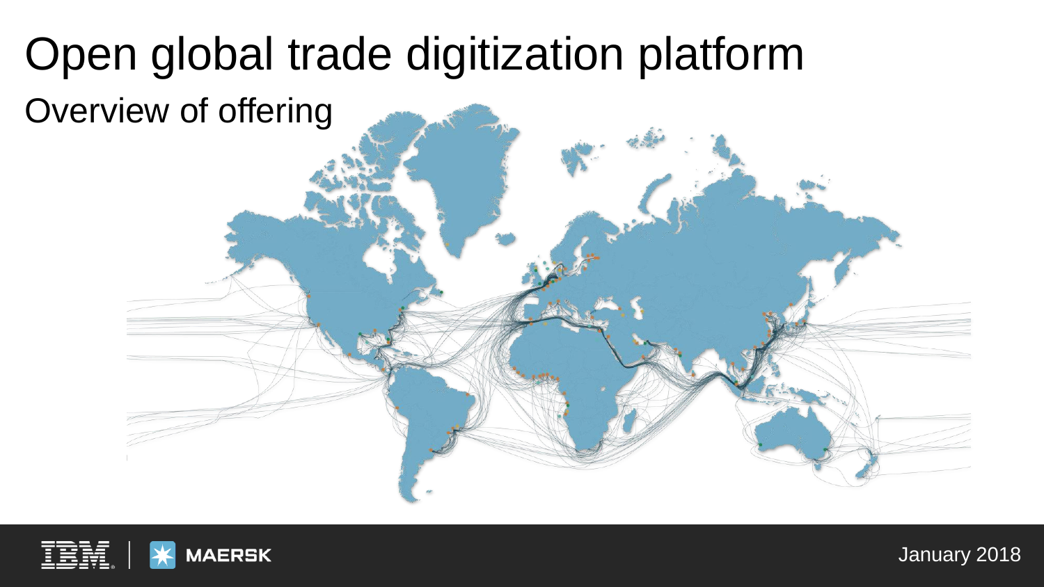# Open global trade digitization platform

## Overview of offering

IBM | MAERSK

January 2018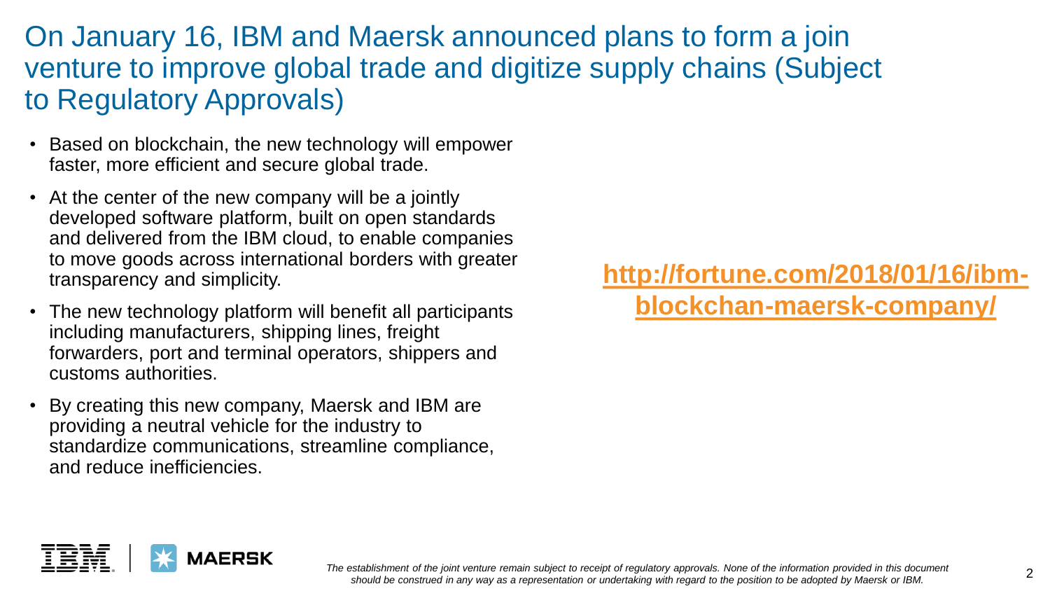# On January 16, IBM and Maersk announced plans to form a join venture to improve global trade and digitize supply chains (Subject to Regulatory Approvals)

- Based on blockchain, the new technology will empower faster, more efficient and secure global trade.
- At the center of the new company will be a jointly developed software platform, built on open standards and delivered from the IBM cloud, to enable companies to move goods across international borders with greater transparency and simplicity.
- The new technology platform will benefit all participants including manufacturers, shipping lines, freight forwarders, port and terminal operators, shippers and customs authorities.
- By creating this new company, Maersk and IBM are providing a neutral vehicle for the industry to standardize communications, streamline compliance, and reduce inefficiencies.

**http://fortune.com/2018/01/16/ibm-blockchan-maersk-company/**

IBM | MAERSK

*The establishment of the joint venture remain subject to receipt of regulatory approvals. None of the information provided in this document should be construed in any way as a representation or undertaking with regard to the position to be adopted by Maersk or IBM.*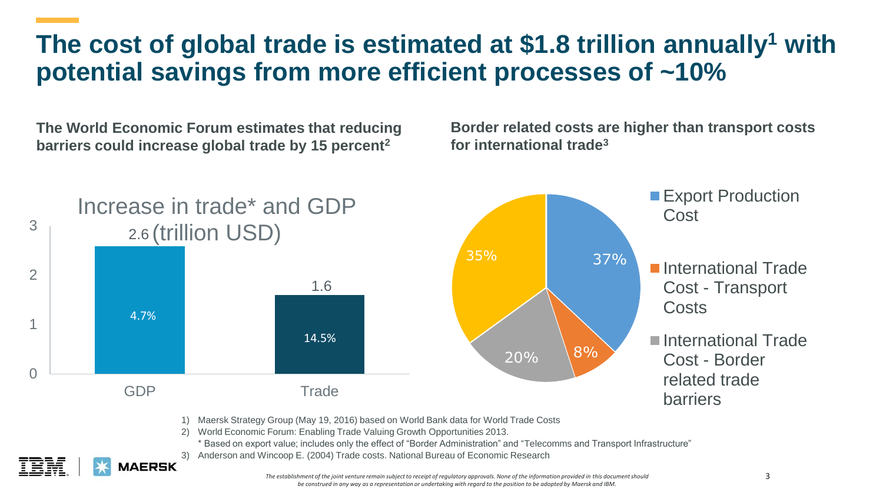# The cost of global trade is estimated at $1.8 trillion annually[1] with potential savings from more efficient processes of ~10%

**The World Economic Forum estimates that reducing barriers could increase global trade by 15 percent[2]**

Increase in trade* and GDP (trillion USD)

| | Value (trillion USD) | Increase |
|---|---|---|
| GDP | 2.6 | 4.7% |
| Trade | 1.6 | 14.5% |

**Border related costs are higher than transport costs for international trade[3]**

| Category | Share |
|---|---|
| Export Production Cost | 37% |
| International Trade Cost - Transport Costs | 8% |
| International Trade Cost - Border related trade barriers | 20% |
| (unlabeled) | 35% |

1) Maersk Strategy Group (May 19, 2016) based on World Bank data for World Trade Costs
2) World Economic Forum: Enabling Trade Valuing Growth Opportunities 2013.
 * Based on export value; includes only the effect of "Border Administration" and "Telecomms and Transport Infrastructure"
3) Anderson and Wincoop E. (2004) Trade costs. National Bureau of Economic Research

*The establishment of the joint venture remain subject to receipt of regulatory approvals. None of the information provided in this document should be construed in any way as a representation or undertaking with regard to the position to be adopted by Maersk and IBM.*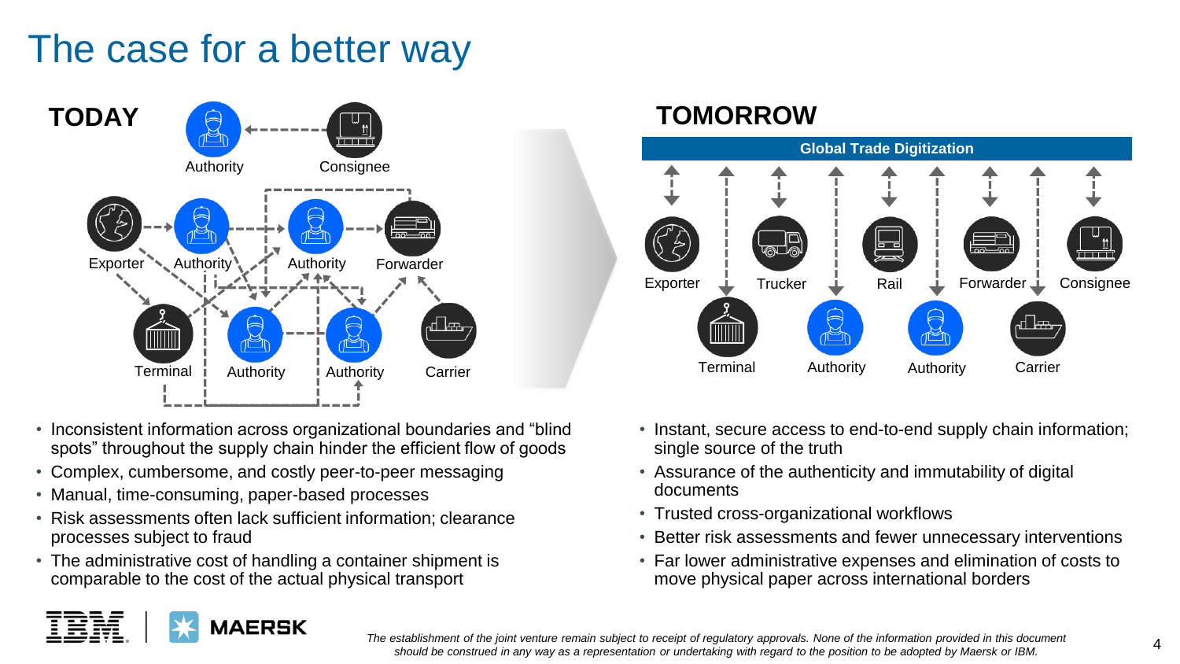# The case for a better way

## TODAY

- Inconsistent information across organizational boundaries and "blind spots" throughout the supply chain hinder the efficient flow of goods
- Complex, cumbersome, and costly peer-to-peer messaging
- Manual, time-consuming, paper-based processes
- Risk assessments often lack sufficient information; clearance processes subject to fraud
- The administrative cost of handling a container shipment is comparable to the cost of the actual physical transport

## TOMORROW

**Global Trade Digitization**

- Instant, secure access to end-to-end supply chain information; single source of the truth
- Assurance of the authenticity and immutability of digital documents
- Trusted cross-organizational workflows
- Better risk assessments and fewer unnecessary interventions
- Far lower administrative expenses and elimination of costs to move physical paper across international borders

*The establishment of the joint venture remain subject to receipt of regulatory approvals. None of the information provided in this document should be construed in any way as a representation or undertaking with regard to the position to be adopted by Maersk or IBM.*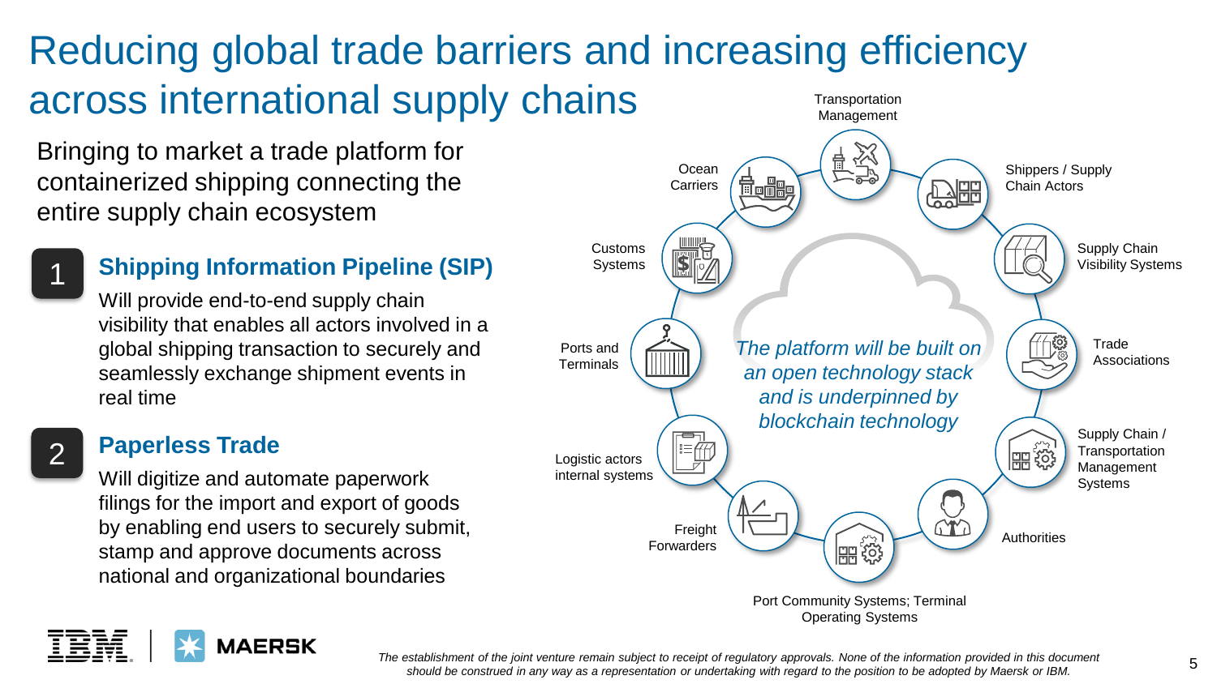# Reducing global trade barriers and increasing efficiency across international supply chains

Bringing to market a trade platform for containerized shipping connecting the entire supply chain ecosystem

## 1 Shipping Information Pipeline (SIP)

Will provide end-to-end supply chain visibility that enables all actors involved in a global shipping transaction to securely and seamlessly exchange shipment events in real time

## 2 Paperless Trade

Will digitize and automate paperwork filings for the import and export of goods by enabling end users to securely submit, stamp and approve documents across national and organizational boundaries

*The platform will be built on an open technology stack and is underpinned by blockchain technology*

- Transportation Management
- Shippers / Supply Chain Actors
- Supply Chain Visibility Systems
- Trade Associations
- Supply Chain / Transportation Management Systems
- Authorities
- Port Community Systems; Terminal Operating Systems
- Freight Forwarders
- Logistic actors internal systems
- Ports and Terminals
- Customs Systems
- Ocean Carriers

IBM | MAERSK

*The establishment of the joint venture remain subject to receipt of regulatory approvals. None of the information provided in this document should be construed in any way as a representation or undertaking with regard to the position to be adopted by Maersk or IBM.*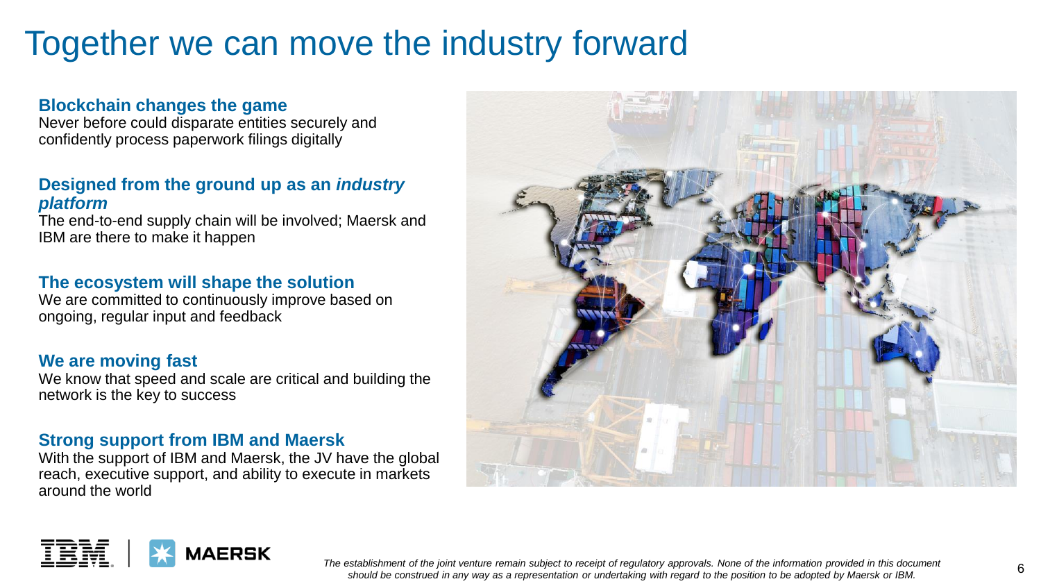# Together we can move the industry forward

**Blockchain changes the game**
Never before could disparate entities securely and confidently process paperwork filings digitally

**Designed from the ground up as an *industry platform***
The end-to-end supply chain will be involved; Maersk and IBM are there to make it happen

**The ecosystem will shape the solution**
We are committed to continuously improve based on ongoing, regular input and feedback

**We are moving fast**
We know that speed and scale are critical and building the network is the key to success

**Strong support from IBM and Maersk**
With the support of IBM and Maersk, the JV have the global reach, executive support, and ability to execute in markets around the world

*The establishment of the joint venture remain subject to receipt of regulatory approvals. None of the information provided in this document should be construed in any way as a representation or undertaking with regard to the position to be adopted by Maersk or IBM.*